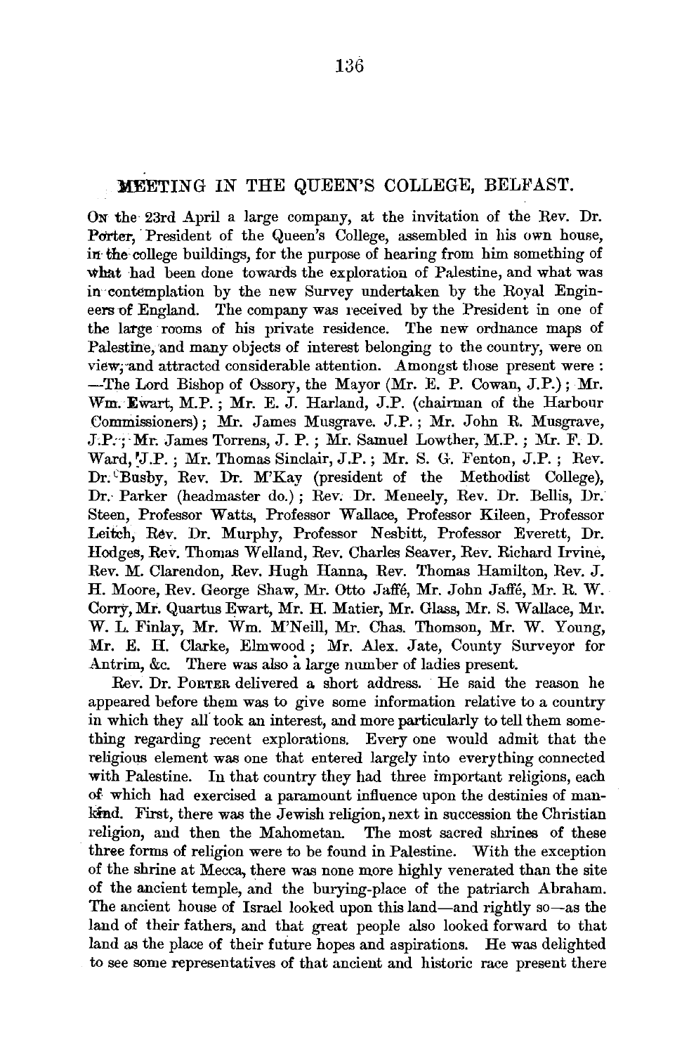## MEETING IN THE QUEEN'S COLLEGE, BELFAST.

On the 23rd April a large company, at the invitation of the Rev. Dr. Porter, President of the Queen's College, assembled in his own house, in the college buildings, for the purpose of hearing from him something of what had been done towards the exploration of Palestine, and what was in contemplation by the new Survey undertaken by the Royal Engineers of England. The company was received by the President in one of the large rooms of his private residence. The new ordnance maps of Palestine, and many objects of interest belonging to the country, were on view, and attracted considerable attention. Amongst those present were: —The Lord Bishop of Ossory, the Mayor (Mr. E. P. Cowan, J.P.); Mr. Wm. Ewart, M.P.; Mr. E. J. Harland, J.P. (chairman of the Harbour Commissioners); Mr. James Musgrave, J.P.; Mr. John R. Musgrave, J.P.; Mr. James Torrens, J. P.; Mr. Samuel Lowther, M.P.; Mr. F. D. Ward, J.P.; Mr. Thomas Sinclair, J.P.; Mr. S. G. Fenton, J.P.; Rev. Dr. Busby, Rev. Dr. M'Kay (president of the Methodist College), Dr. Parker (headmaster do.); Rev. Dr. Meneely, Rev. Dr. Bellis, Dr. Steen, Professor Watts, Professor Wallace, Professor Kileen, Professor Leitch, Rev. Dr. Murphy, Professor Nesbitt, Professor Everett, Dr. Hodges, Rev. Thomas Welland, Rev. Charles Seaver, Rev. Richard Irvine, Rev. M. Clarendon, Rev. Hugh Hanna, Rev. Thomas Hamilton, Rev. J. H. Moore, Rev. George Shaw, Mr. Otto Jaffé, Mr. John Jaffé, Mr. R. W. Corry, Mr. Quartus Ewart, Mr. H. Matier, Mr. Glass, Mr. S. Wallace, Mr. W. L. Finlay, Mr. Wm. M'Neill, Mr. Chas. Thomson, Mr. W. Young, Mr. E. H. Clarke, Elmwood; Mr. Alex. Jate, County Surveyor for Antrim, &c. There was also a large number of ladies present.

Rev. Dr. Porter delivered a short address. He said the reason he appeared before them was to give some information relative to a country in which they all took an interest, and more particularly to tell them something regarding recent explorations. Every one would admit that the religious element was one that entered largely into everything connected with Palestine. In that country they had three important religions, each of which had exercised a paramount influence upon the destinies of mankind. First, there was the Jewish religion, next in succession the Christian religion, and then the Mahometan. The most sacred shrines of these three forms of religion were to be found in Palestine. With the exception of the shrine at Mecca, there was none more highly venerated than the site of the ancient temple, and the burying-place of the patriarch Abraham. The ancient house of Israel looked upon this land—and rightly so—as the land of their fathers, and that great people also looked forward to that land as the place of their future hopes and aspirations. He was delighted to see some representatives of that ancient and historic race present there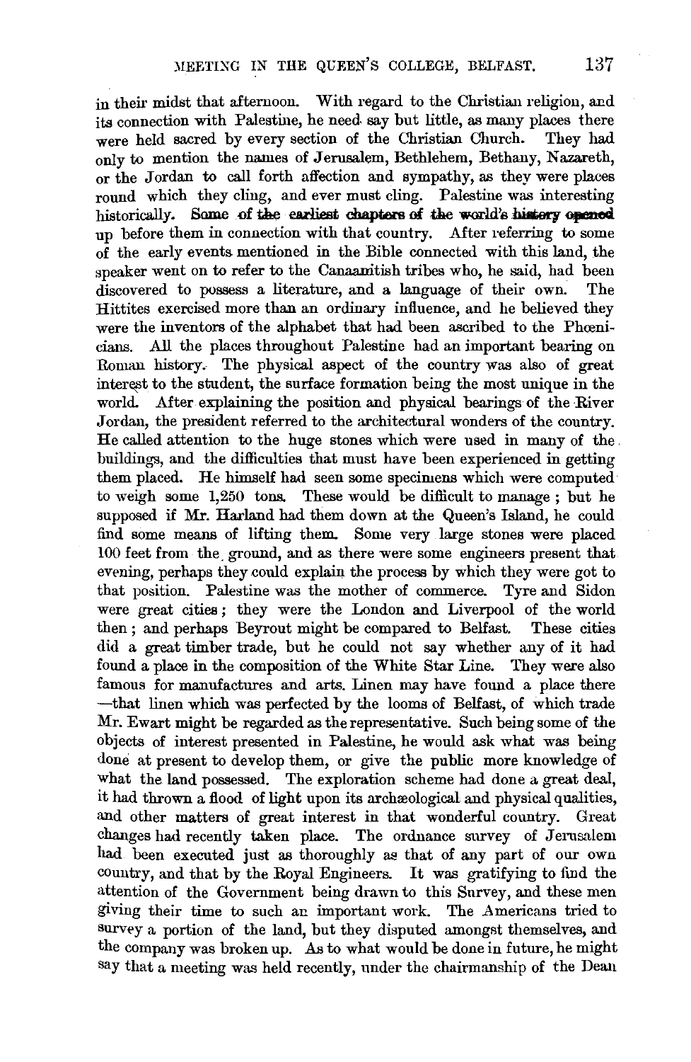in their midst that afternoon. With regard to the Christian religion, and its connection with Palestine, he need say but little, as many places there were held sacred by every section of the Christian Church. They had only to mention the names of Jerusalem, Bethlehem, Bethany, Nazareth, or the Jordan to call forth affection and sympathy, as they were places round which they cling, and ever must cling. Palestine was interesting historically. Some of the earliest chapters of the world's history opened up before them in connection with that country. After referring to some of the early events mentioned in the Bible connected with this land, the speaker went on to refer to the Canaanitish tribes who, he said, had been discovered to possess a literature, and a language of their own. The Hittites exercised more than an ordinary influence, and he believed they were the inventors of the alphabet that had been ascribed to the Phœnicians. All the places throughout Palestine had an important bearing on Roman history. The physical aspect of the country was also of great interest to the student, the surface formation being the most unique in the world. After explaining the position and physical bearings of the River Jordan, the president referred to the architectural wonders of the country. He called attention to the huge stones which were used in many of the buildings, and the difficulties that must have been experienced in getting them placed. He himself had seen some specimens which were computed to weigh some 1,250 tons. These would be difficult to manage; but he supposed if Mr. Harland had them down at the Queen's Island, he could find some means of lifting them. Some very large stones were placed 100 feet from the ground, and as there were some engineers present that evening, perhaps they could explain the process by which they were got to that position. Palestine was the mother of commerce. Tyre and Sidon were great cities; they were the London and Liverpool of the world then; and perhaps Beyrout might be compared to Belfast. These cities did a great timber trade, but he could not say whether any of it had found a place in the composition of the White Star Line. They were also famous for manufactures and arts. Linen may have found a place there —that linen which was perfected by the looms of Belfast, of which trade Mr. Ewart might be regarded as the representative. Such being some of the objects of interest presented in Palestine, he would ask what was being done at present to develop them, or give the public more knowledge of what the land possessed. The exploration scheme had done a great deal, it had thrown a flood of light upon its archæological and physical qualities, and other matters of great interest in that wonderful country. Great changes had recently taken place. The ordnance survey of Jerusalem had been executed just as thoroughly as that of any part of our own country, and that by the Royal Engineers. It was gratifying to find the attention of the Government being drawn to this Survey, and these men giving their time to such an important work. The Americans tried to survey a portion of the land, but they disputed amongst themselves, and the company was broken up. As to what would be done in future, he might say that a meeting was held recently, under the chairmanship of the Dean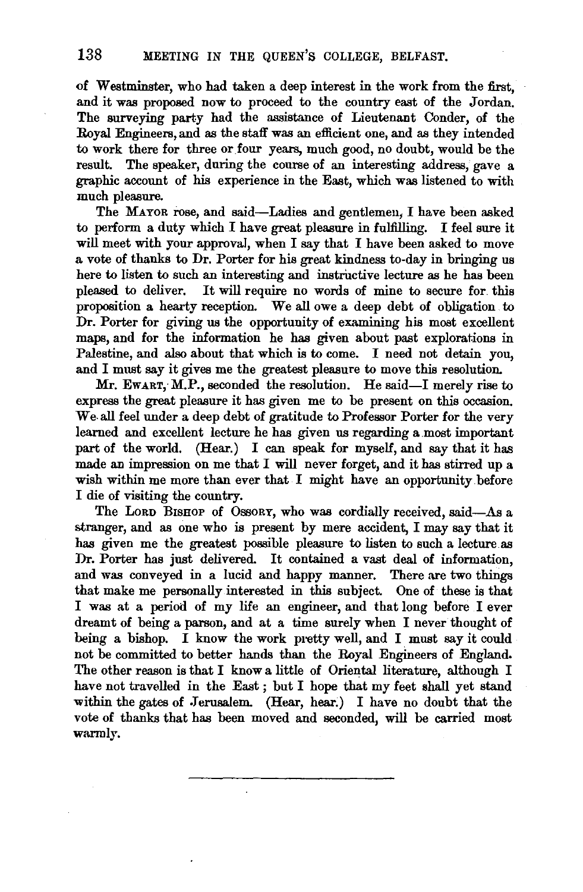of Westminster, who had taken a deep interest in the work from the first, and it was proposed now to proceed to the country east of the Jordan. The surveying party had the assistance of Lieutenant Conder, of the Royal Engineers, and as the staff was an efficient one, and as they intended to work there for three or four years, much good, no doubt, would be the result. The speaker, during the course of an interesting address, gave a graphic account of his experience in the East, which was listened to with much pleasure.

The MAYOR rose, and said—Ladies and gentlemen, I have been asked to perform a duty which I have great pleasure in fulfilling. I feel sure it will meet with your approval, when I say that I have been asked to move a vote of thanks to Dr. Porter for his great kindness to-day in bringing us here to listen to such an interesting and instructive lecture as he has been pleased to deliver. It will require no words of mine to secure for this proposition a hearty reception. We all owe a deep debt of obligation to Dr. Porter for giving us the opportunity of examining his most excellent maps, and for the information he has given about past explorations in Palestine, and also about that which is to come. I need not detain you, and I must say it gives me the greatest pleasure to move this resolution.

Mr. EWART, M.P., seconded the resolution. He said—I merely rise to express the great pleasure it has given me to be present on this occasion. We all feel under a deep debt of gratitude to Professor Porter for the very learned and excellent lecture he has given us regarding a most important part of the world. (Hear.) I can speak for myself, and say that it has made an impression on me that I will never forget, and it has stirred up a wish within me more than ever that I might have an opportunity before I die of visiting the country.

The LORD BISHOP of OSSORY, who was cordially received, said—As a stranger, and as one who is present by mere accident, I may say that it has given me the greatest possible pleasure to listen to such a lecture as Dr. Porter has just delivered. It contained a vast deal of information, and was conveyed in a lucid and happy manner. There are two things that make me personally interested in this subject. One of these is that I was at a period of my life an engineer, and that long before I ever dreamt of being a parson, and at a time surely when I never thought of being a bishop. I know the work pretty well, and I must say it could not be committed to better hands than the Royal Engineers of England. The other reason is that I know a little of Oriental literature, although I have not travelled in the East; but I hope that my feet shall yet stand within the gates of Jerusalem. (Hear, hear.) I have no doubt that the vote of thanks that has been moved and seconded, will be carried most warmly.

---